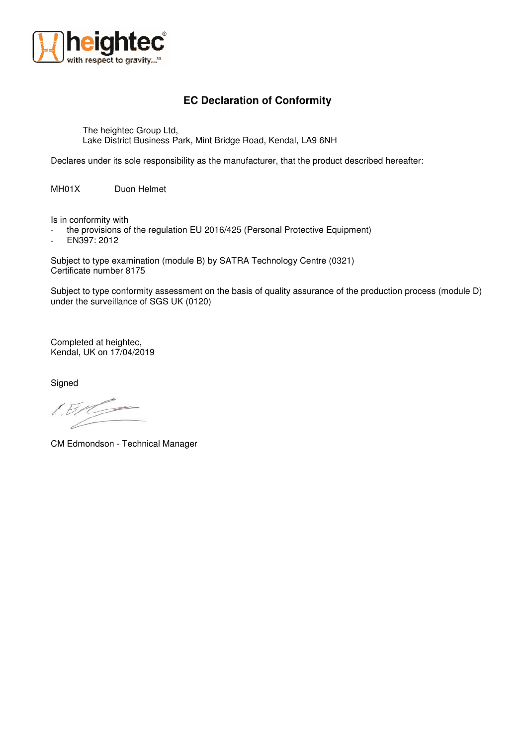# EC Declaration of Conformity

The heightec Group Ltd,
Lake District Business Park, Mint Bridge Road, Kendal, LA9 6NH

Declares under its sole responsibility as the manufacturer, that the product described hereafter:

MH01X Duon Helmet

Is in conformity with

- the provisions of the regulation EU 2016/425 (Personal Protective Equipment)
- EN397: 2012

Subject to type examination (module B) by SATRA Technology Centre (0321)
Certificate number 8175

Subject to type conformity assessment on the basis of quality assurance of the production process (module D) under the surveillance of SGS UK (0120)

Completed at heightec,
Kendal, UK on 17/04/2019

Signed

CM Edmondson - Technical Manager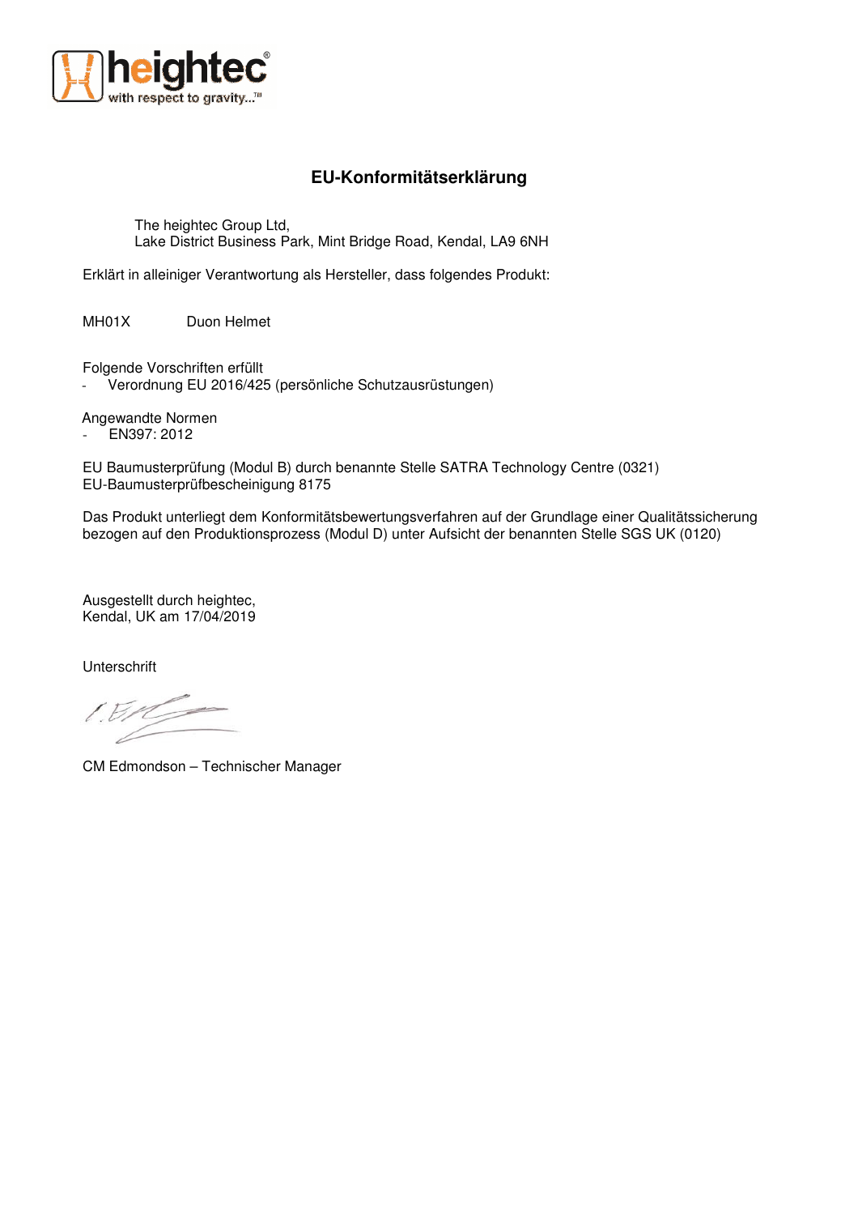# EU-Konformitätserklärung

The heightec Group Ltd,
Lake District Business Park, Mint Bridge Road, Kendal, LA9 6NH

Erklärt in alleiniger Verantwortung als Hersteller, dass folgendes Produkt:

MH01X Duon Helmet

Folgende Vorschriften erfüllt

- Verordnung EU 2016/425 (persönliche Schutzausrüstungen)

Angewandte Normen

- EN397: 2012

EU Baumusterprüfung (Modul B) durch benannte Stelle SATRA Technology Centre (0321)
EU-Baumusterprüfbescheinigung 8175

Das Produkt unterliegt dem Konformitätsbewertungsverfahren auf der Grundlage einer Qualitätssicherung bezogen auf den Produktionsprozess (Modul D) unter Aufsicht der benannten Stelle SGS UK (0120)

Ausgestellt durch heightec,
Kendal, UK am 17/04/2019

Unterschrift

CM Edmondson – Technischer Manager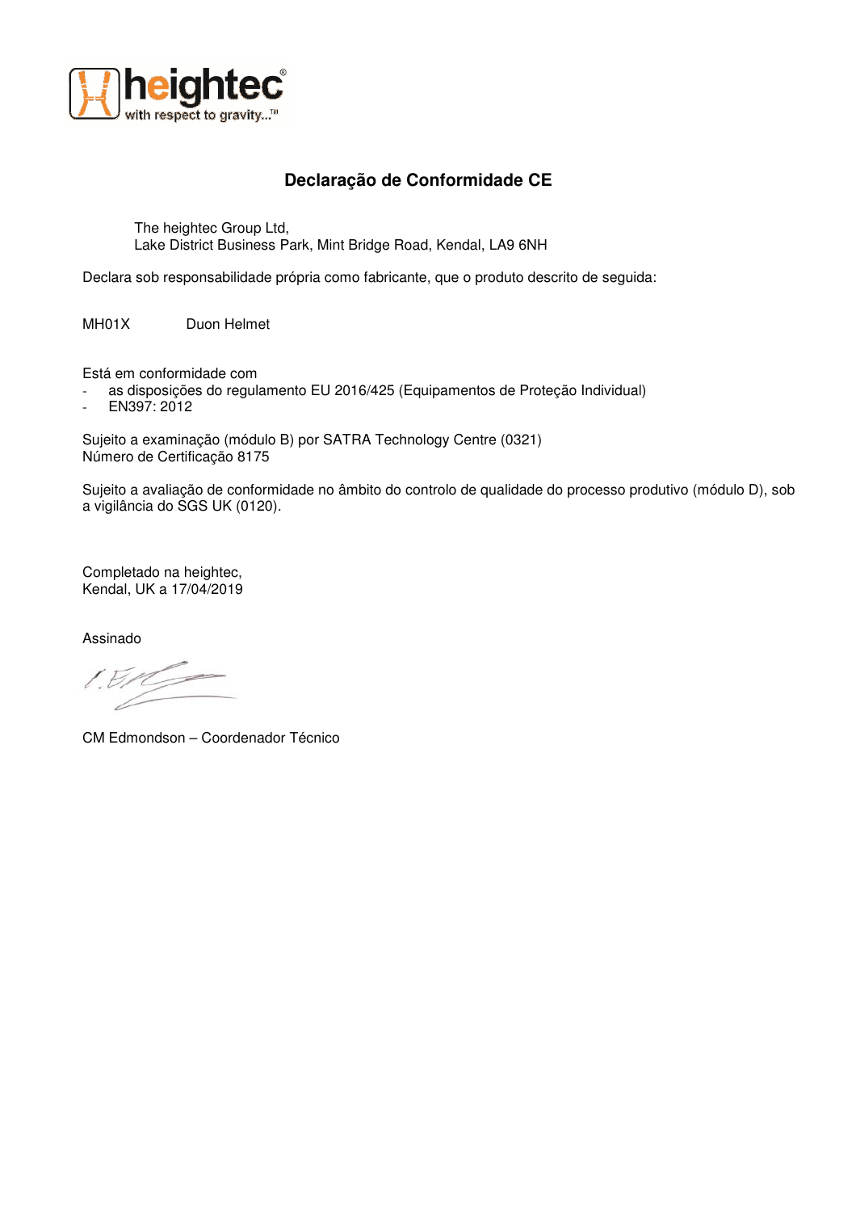heightec
with respect to gravity...™

## Declaração de Conformidade CE

The heightec Group Ltd,
Lake District Business Park, Mint Bridge Road, Kendal, LA9 6NH

Declara sob responsabilidade própria como fabricante, que o produto descrito de seguida:

MH01X Duon Helmet

Está em conformidade com

- as disposições do regulamento EU 2016/425 (Equipamentos de Proteção Individual)
- EN397: 2012

Sujeito a examinação (módulo B) por SATRA Technology Centre (0321)
Número de Certificação 8175

Sujeito a avaliação de conformidade no âmbito do controlo de qualidade do processo produtivo (módulo D), sob a vigilância do SGS UK (0120).

Completado na heightec,
Kendal, UK a 17/04/2019

Assinado

CM Edmondson – Coordenador Técnico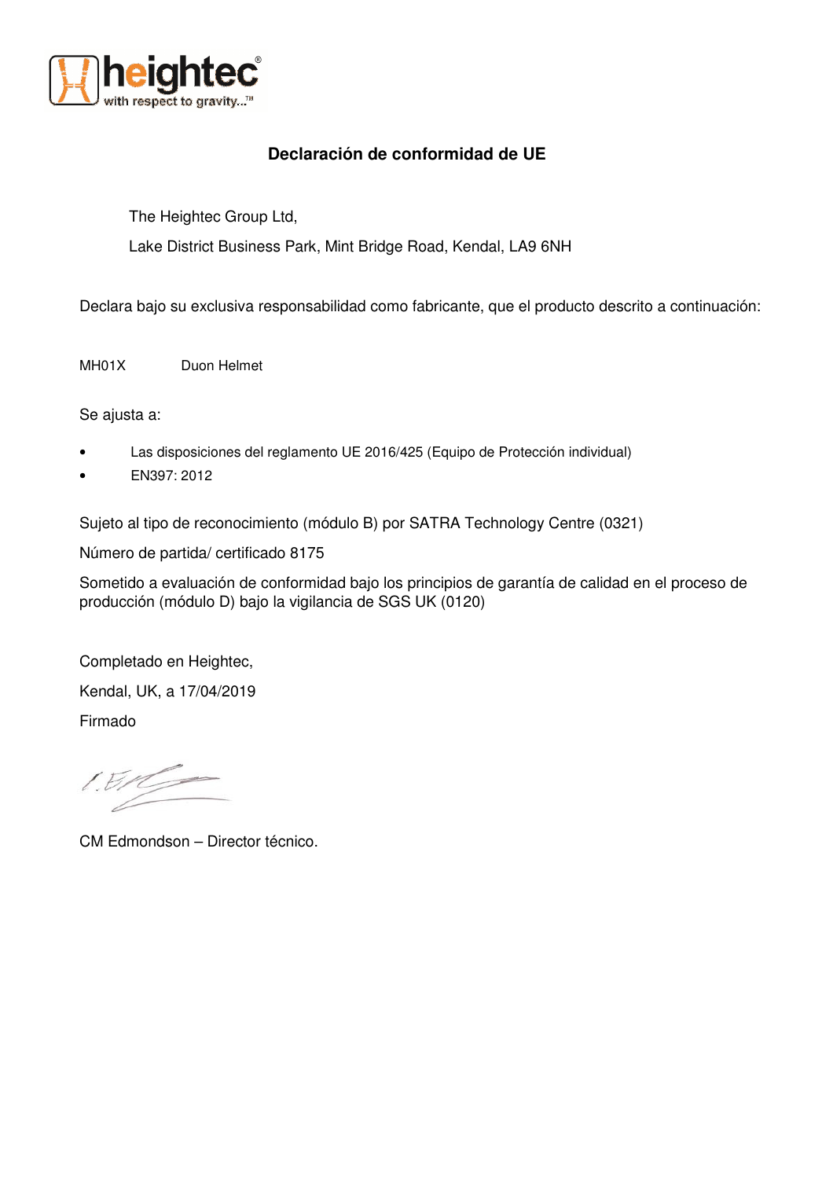heightec
with respect to gravity...™

## Declaración de conformidad de UE

The Heightec Group Ltd,

Lake District Business Park, Mint Bridge Road, Kendal, LA9 6NH

Declara bajo su exclusiva responsabilidad como fabricante, que el producto descrito a continuación:

MH01X Duon Helmet

Se ajusta a:

- Las disposiciones del reglamento UE 2016/425 (Equipo de Protección individual)
- EN397: 2012

Sujeto al tipo de reconocimiento (módulo B) por SATRA Technology Centre (0321)

Número de partida/ certificado 8175

Sometido a evaluación de conformidad bajo los principios de garantía de calidad en el proceso de producción (módulo D) bajo la vigilancia de SGS UK (0120)

Completado en Heightec,

Kendal, UK, a 17/04/2019

Firmado

CM Edmondson – Director técnico.